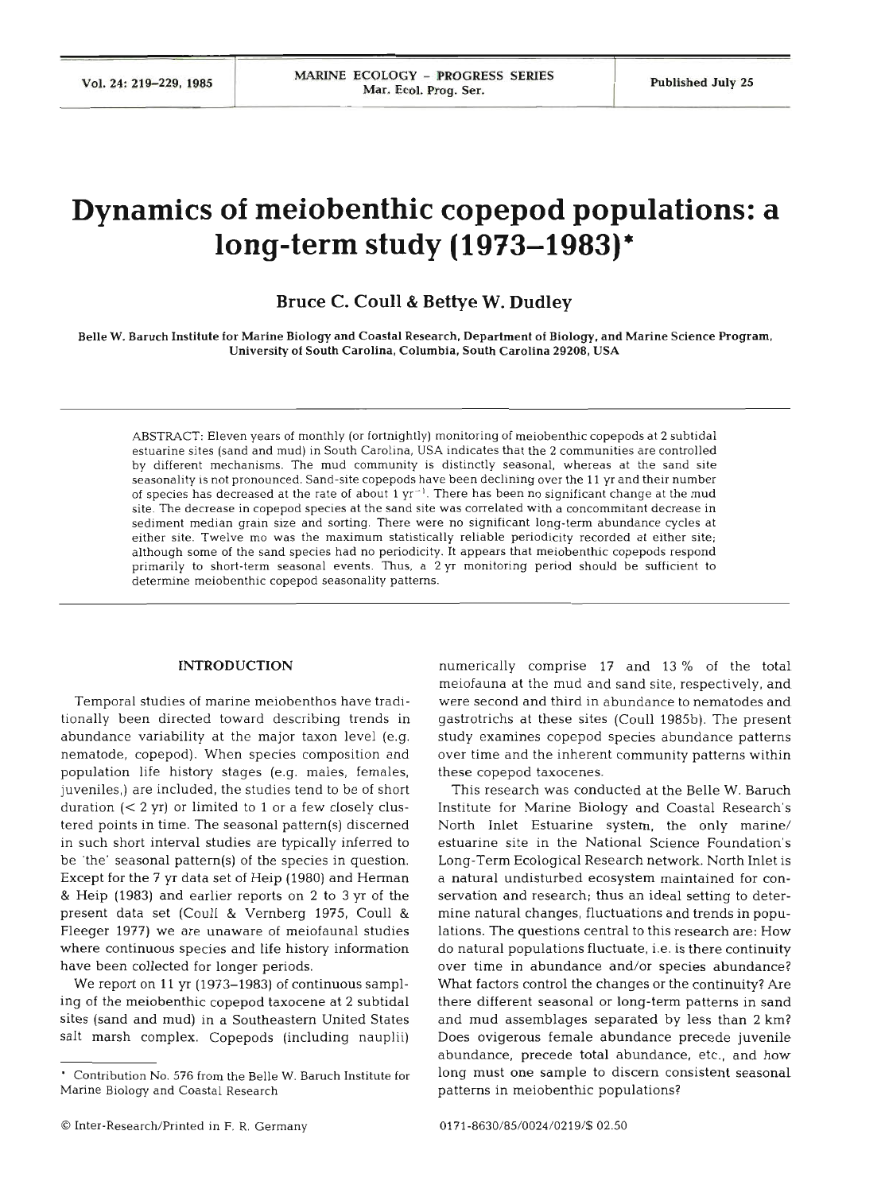# Dynamics of meiobenthic copepod populations: a long-term study (1973–1983)*

**Bruce C. Coull & Bettye W. Dudley**

Belle W. Baruch Institute for Marine Biology and Coastal Research, Department of Biology, and Marine Science Program, University of South Carolina, Columbia, South Carolina 29208, USA

ABSTRACT: Eleven years of monthly (or fortnightly) monitoring of meiobenthic copepods at 2 subtidal estuarine sites (sand and mud) in South Carolina, USA indicates that the 2 communities are controlled by different mechanisms. The mud community is distinctly seasonal, whereas at the sand site seasonality is not pronounced. Sand-site copepods have been declining over the 11 yr and their number of species has decreased at the rate of about 1 $yr^{-1}$. There has been no significant change at the mud site. The decrease in copepod species at the sand site was correlated with a concommitant decrease in sediment median grain size and sorting. There were no significant long-term abundance cycles at either site. Twelve mo was the maximum statistically reliable periodicity recorded at either site; although some of the sand species had no periodicity. It appears that meiobenthic copepods respond primarily to short-term seasonal events. Thus, a 2 yr monitoring period should be sufficient to determine meiobenthic copepod seasonality patterns.

## INTRODUCTION

Temporal studies of marine meiobenthos have traditionally been directed toward describing trends in abundance variability at the major taxon level (e.g. nematode, copepod). When species composition and population life history stages (e.g. males, females, juveniles,) are included, the studies tend to be of short duration (< 2 yr) or limited to 1 or a few closely clustered points in time. The seasonal pattern(s) discerned in such short interval studies are typically inferred to be 'the' seasonal pattern(s) of the species in question. Except for the 7 yr data set of Heip (1980) and Herman & Heip (1983) and earlier reports on 2 to 3 yr of the present data set (Coull & Vernberg 1975, Coull & Fleeger 1977) we are unaware of meiofaunal studies where continuous species and life history information have been collected for longer periods.

We report on 11 yr (1973–1983) of continuous sampling of the meiobenthic copepod taxocene at 2 subtidal sites (sand and mud) in a Southeastern United States salt marsh complex. Copepods (including nauplii) numerically comprise 17 and 13 % of the total meiofauna at the mud and sand site, respectively, and were second and third in abundance to nematodes and gastrotrichs at these sites (Coull 1985b). The present study examines copepod species abundance patterns over time and the inherent community patterns within these copepod taxocenes.

This research was conducted at the Belle W. Baruch Institute for Marine Biology and Coastal Research's North Inlet Estuarine system, the only marine/estuarine site in the National Science Foundation's Long-Term Ecological Research network. North Inlet is a natural undisturbed ecosystem maintained for conservation and research; thus an ideal setting to determine natural changes, fluctuations and trends in populations. The questions central to this research are: How do natural populations fluctuate, i.e. is there continuity over time in abundance and/or species abundance? What factors control the changes or the continuity? Are there different seasonal or long-term patterns in sand and mud assemblages separated by less than 2 km? Does ovigerous female abundance precede juvenile abundance, precede total abundance, etc., and how long must one sample to discern consistent seasonal patterns in meiobenthic populations?

* Contribution No. 576 from the Belle W. Baruch Institute for Marine Biology and Coastal Research

© Inter-Research/Printed in F. R. Germany

0171-8630/85/0024/0219/$ 02.50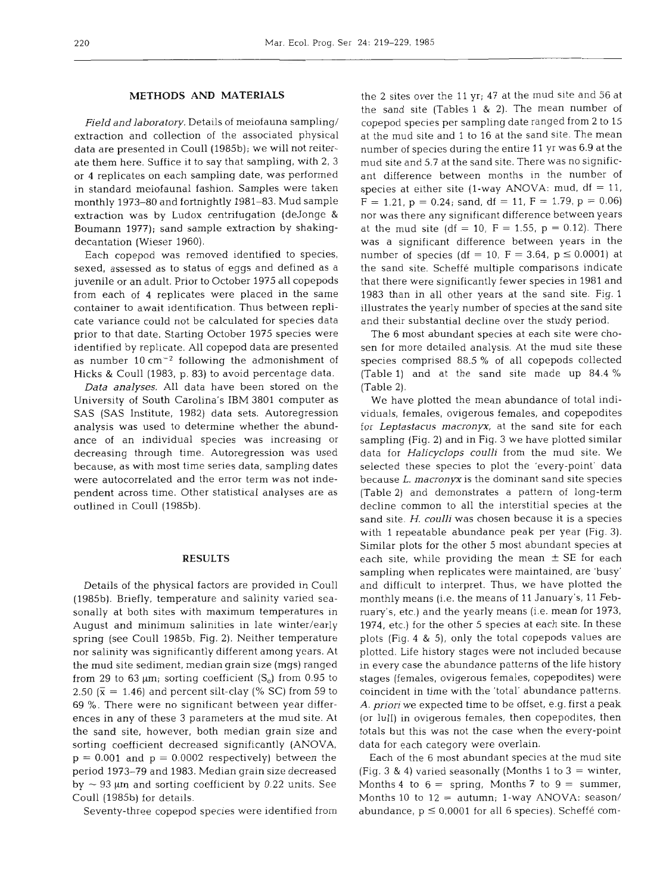## METHODS AND MATERIALS

*Field and laboratory.* Details of meiofauna sampling/extraction and collection of the associated physical data are presented in Coull (1985b); we will not reiterate them here. Suffice it to say that sampling, with 2, 3 or 4 replicates on each sampling date, was performed in standard meiofaunal fashion. Samples were taken monthly 1973–80 and fortnightly 1981–83. Mud sample extraction was by Ludox centrifugation (deJonge & Boumann 1977); sand sample extraction by shaking-decantation (Wieser 1960).

Each copepod was removed identified to species, sexed, assessed as to status of eggs and defined as a juvenile or an adult. Prior to October 1975 all copepods from each of 4 replicates were placed in the same container to await identification. Thus between replicate variance could not be calculated for species data prior to that date. Starting October 1975 species were identified by replicate. All copepod data are presented as number 10 $cm^{-2}$ following the admonishment of Hicks & Coull (1983, p. 83) to avoid percentage data.

*Data analyses.* All data have been stored on the University of South Carolina's IBM 3801 computer as SAS (SAS Institute, 1982) data sets. Autoregression analysis was used to determine whether the abundance of an individual species was increasing or decreasing through time. Autoregression was used because, as with most time series data, sampling dates were autocorrelated and the error term was not independent across time. Other statistical analyses are as outlined in Coull (1985b).

## RESULTS

Details of the physical factors are provided in Coull (1985b). Briefly, temperature and salinity varied seasonally at both sites with maximum temperatures in August and minimum salinities in late winter/early spring (see Coull 1985b, Fig. 2). Neither temperature nor salinity was significantly different among years. At the mud site sediment, median grain size (mgs) ranged from 29 to 63 µm; sorting coefficient ($S_o$) from 0.95 to 2.50 ($\bar{x}$ = 1.46) and percent silt-clay (% SC) from 59 to 69 %. There were no significant between year differences in any of these 3 parameters at the mud site. At the sand site, however, both median grain size and sorting coefficient decreased significantly (ANOVA, $p = 0.001$ and $p = 0.0002$ respectively) between the period 1973–79 and 1983. Median grain size decreased by ~ 93 µm and sorting coefficient by 0.22 units. See Coull (1985b) for details.

Seventy-three copepod species were identified from the 2 sites over the 11 yr; 47 at the mud site and 56 at the sand site (Tables 1 & 2). The mean number of copepod species per sampling date ranged from 2 to 15 at the mud site and 1 to 16 at the sand site. The mean number of species during the entire 11 yr was 6.9 at the mud site and 5.7 at the sand site. There was no significant difference between months in the number of species at either site (1-way ANOVA: mud, df = 11, $F = 1.21$, $p = 0.24$; sand, df = 11, $F = 1.79$, $p = 0.06$) nor was there any significant difference between years at the mud site (df = 10, $F = 1.55$, $p = 0.12$). There was a significant difference between years in the number of species (df = 10, $F = 3.64$, $p \leq 0.0001$) at the sand site. Scheffé multiple comparisons indicate that there were significantly fewer species in 1981 and 1983 than in all other years at the sand site. Fig. 1 illustrates the yearly number of species at the sand site and their substantial decline over the study period.

The 6 most abundant species at each site were chosen for more detailed analysis. At the mud site these species comprised 88.5 % of all copepods collected (Table 1) and at the sand site made up 84.4 % (Table 2).

We have plotted the mean abundance of total individuals, females, ovigerous females, and copepodites for *Leptastacus macronyx*, at the sand site for each sampling (Fig. 2) and in Fig. 3 we have plotted similar data for *Halicyclops coulli* from the mud site. We selected these species to plot the 'every-point' data because *L. macronyx* is the dominant sand site species (Table 2) and demonstrates a pattern of long-term decline common to all the interstitial species at the sand site. *H. coulli* was chosen because it is a species with 1 repeatable abundance peak per year (Fig. 3). Similar plots for the other 5 most abundant species at each site, while providing the mean ± SE for each sampling when replicates were maintained, are 'busy' and difficult to interpret. Thus, we have plotted the monthly means (i.e. the means of 11 January's, 11 February's, etc.) and the yearly means (i.e. mean for 1973, 1974, etc.) for the other 5 species at each site. In these plots (Fig. 4 & 5), only the total copepods values are plotted. Life history stages were not included because in every case the abundance patterns of the life history stages (females, ovigerous females, copepodites) were coincident in time with the 'total' abundance patterns. *A. priori* we expected time to be offset, e.g. first a peak (or lull) in ovigerous females, then copepodites, then totals but this was not the case when the every-point data for each category were overlain.

Each of the 6 most abundant species at the mud site (Fig. 3 & 4) varied seasonally (Months 1 to 3 = winter, Months 4 to 6 = spring, Months 7 to 9 = summer, Months 10 to 12 = autumn; 1-way ANOVA: season/abundance, $p \leq 0.0001$ for all 6 species). Scheffé com-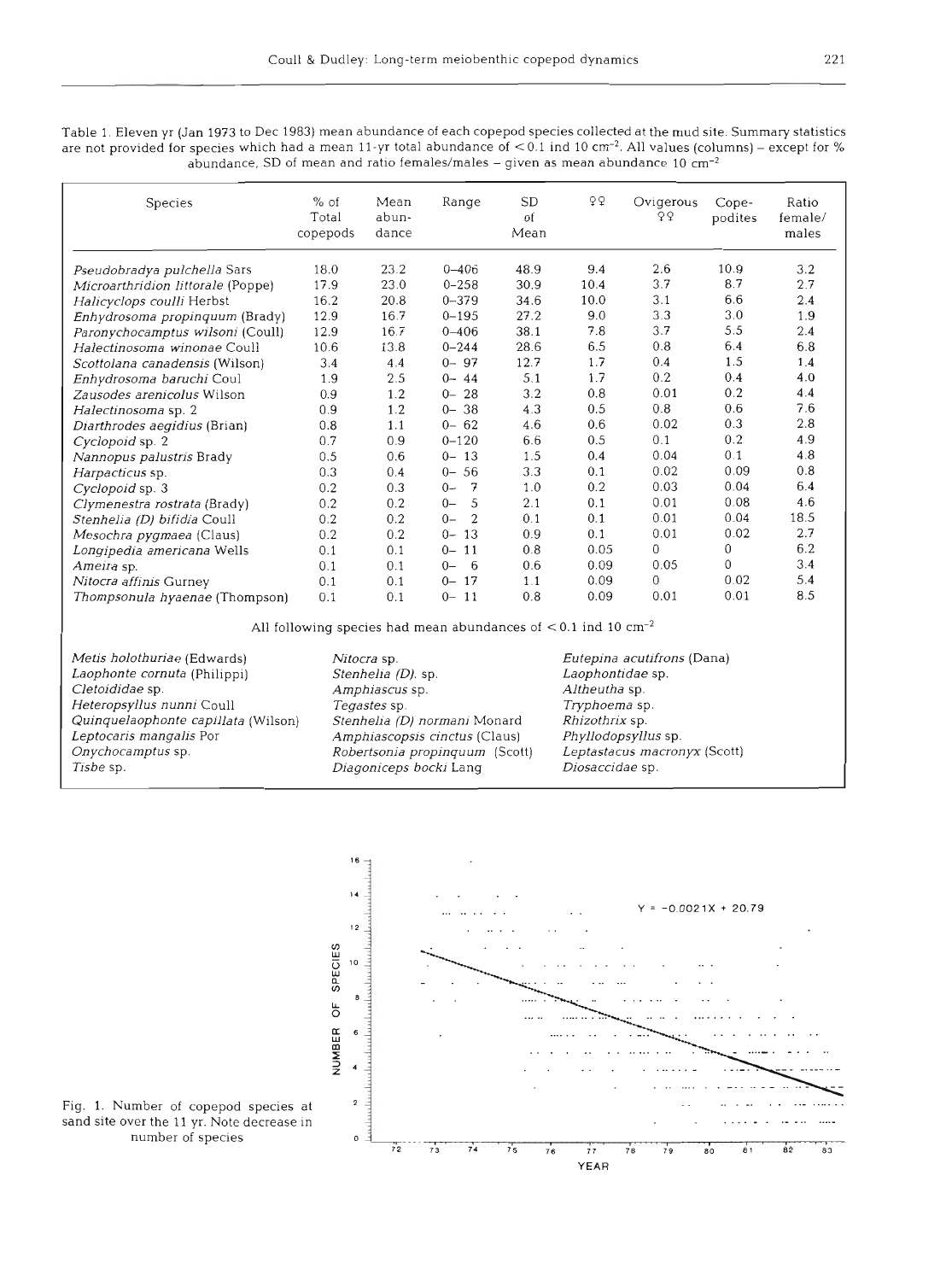Table 1. Eleven yr (Jan 1973 to Dec 1983) mean abundance of each copepod species collected at the mud site. Summary statistics are not provided for species which had a mean 11-yr total abundance of <0.1 ind 10 cm$^{-2}$. All values (columns) – except for % abundance, SD of mean and ratio females/males – given as mean abundance 10 cm$^{-2}$

| Species | % of Total copepods | Mean abundance | Range | SD of Mean | ♀♀ | Ovigerous ♀♀ | Copepodites | Ratio female/males |
|---|---|---|---|---|---|---|---|---|
| *Pseudobradya pulchella* Sars | 18.0 | 23.2 | 0–406 | 48.9 | 9.4 | 2.6 | 10.9 | 3.2 |
| *Microarthridion littorale* (Poppe) | 17.9 | 23.0 | 0–258 | 30.9 | 10.4 | 3.7 | 8.7 | 2.7 |
| *Halicyclops coulli* Herbst | 16.2 | 20.8 | 0–379 | 34.6 | 10.0 | 3.1 | 6.6 | 2.4 |
| *Enhydrosoma propinquum* (Brady) | 12.9 | 16.7 | 0–195 | 27.2 | 9.0 | 3.3 | 3.0 | 1.9 |
| *Paronychocamptus wilsoni* (Coull) | 12.9 | 16.7 | 0–406 | 38.1 | 7.8 | 3.7 | 5.5 | 2.4 |
| *Halectinosoma winonae* Coull | 10.6 | 13.8 | 0–244 | 28.6 | 6.5 | 0.8 | 6.4 | 6.8 |
| *Scottolana canadensis* (Wilson) | 3.4 | 4.4 | 0–97 | 12.7 | 1.7 | 0.4 | 1.5 | 1.4 |
| *Enhydrosoma baruchi* Coul | 1.9 | 2.5 | 0–44 | 5.1 | 1.7 | 0.2 | 0.4 | 4.0 |
| *Zausodes arenicolus* Wilson | 0.9 | 1.2 | 0–28 | 3.2 | 0.8 | 0.01 | 0.2 | 4.4 |
| *Halectinosoma* sp. 2 | 0.9 | 1.2 | 0–38 | 4.3 | 0.5 | 0.8 | 0.6 | 7.6 |
| *Diarthrodes aegidius* (Brian) | 0.8 | 1.1 | 0–62 | 4.6 | 0.6 | 0.02 | 0.3 | 2.8 |
| *Cyclopoid* sp. 2 | 0.7 | 0.9 | 0–120 | 6.6 | 0.5 | 0.1 | 0.2 | 4.9 |
| *Nannopus palustris* Brady | 0.5 | 0.6 | 0–13 | 1.5 | 0.4 | 0.04 | 0.1 | 4.8 |
| *Harpacticus* sp. | 0.3 | 0.4 | 0–56 | 3.3 | 0.1 | 0.02 | 0.09 | 0.8 |
| *Cyclopoid* sp. 3 | 0.2 | 0.3 | 0–7 | 1.0 | 0.2 | 0.03 | 0.04 | 6.4 |
| *Clymenestra rostrata* (Brady) | 0.2 | 0.2 | 0–5 | 2.1 | 0.1 | 0.01 | 0.08 | 4.6 |
| *Stenhelia (D) bifidia* Coull | 0.2 | 0.2 | 0–2 | 0.1 | 0.1 | 0.01 | 0.04 | 18.5 |
| *Mesochra pygmaea* (Claus) | 0.2 | 0.2 | 0–13 | 0.9 | 0.1 | 0.01 | 0.02 | 2.7 |
| *Longipedia americana* Wells | 0.1 | 0.1 | 0–11 | 0.8 | 0.05 | 0 | 0 | 6.2 |
| *Ameira* sp. | 0.1 | 0.1 | 0–6 | 0.6 | 0.09 | 0.05 | 0 | 3.4 |
| *Nitocra affinis* Gurney | 0.1 | 0.1 | 0–17 | 1.1 | 0.09 | 0 | 0.02 | 5.4 |
| *Thompsonula hyaenae* (Thompson) | 0.1 | 0.1 | 0–11 | 0.8 | 0.09 | 0.01 | 0.01 | 8.5 |

All following species had mean abundances of <0.1 ind 10 cm$^{-2}$

| | | |
|---|---|---|
| *Metis holothuriae* (Edwards) | *Nitocra* sp. | *Eutepina acutifrons* (Dana) |
| *Laophonte cornuta* (Philippi) | *Stenhelia (D).* sp. | *Laophontidae* sp. |
| *Cletoididae* sp. | *Amphiascus* sp. | *Altheutha* sp. |
| *Heteropsyllus nunni* Coull | *Tegastes* sp. | *Tryphoema* sp. |
| *Quinquelaophonte capillata* (Wilson) | *Stenhelia (D) normani* Monard | *Rhizothrix* sp. |
| *Leptocaris mangalis* Por | *Amphiascopsis cinctus* (Claus) | *Phyllodopsyllus* sp. |
| *Onychocamptus* sp. | *Robertsonia propinquum* (Scott) | *Leptastacus macronyx* (Scott) |
| *Tisbe* sp. | *Diagoniceps bocki* Lang | *Diosaccidae* sp. |

Fig. 1. Number of copepod species at sand site over the 11 yr. Note decrease in number of species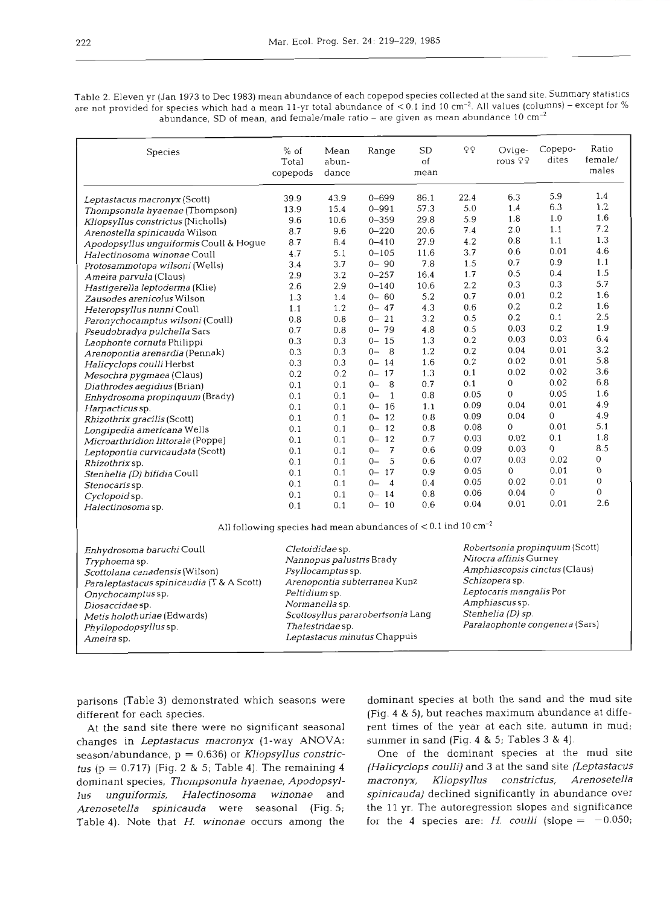Table 2. Eleven yr (Jan 1973 to Dec 1983) mean abundance of each copepod species collected at the sand site. Summary statistics are not provided for species which had a mean 11-yr total abundance of < 0.1 ind 10 cm$^{-2}$. All values (columns) – except for % abundance, SD of mean, and female/male ratio – are given as mean abundance 10 cm$^{-2}$

| Species | % of Total copepods | Mean abundance | Range | SD of mean | ♀♀ | Ovigerous ♀♀ | Copepodites | Ratio female/males |
|---|---|---|---|---|---|---|---|---|
| *Leptastacus macronyx* (Scott) | 39.9 | 43.9 | 0–699 | 86.1 | 22.4 | 6.3 | 5.9 | 1.4 |
| *Thompsonula hyaenae* (Thompson) | 13.9 | 15.4 | 0–991 | 57.3 | 5.0 | 1.4 | 6.3 | 1.2 |
| *Kliopsyllus constrictus* (Nicholls) | 9.6 | 10.6 | 0–359 | 29.8 | 5.9 | 1.8 | 1.0 | 1.6 |
| *Arenostella spinicauda* Wilson | 8.7 | 9.6 | 0–220 | 20.6 | 7.4 | 2.0 | 1.1 | 7.2 |
| *Apodopsyllus unguiformis* Coull & Hogue | 8.7 | 8.4 | 0–410 | 27.9 | 4.2 | 0.8 | 1.1 | 1.3 |
| *Halectinosoma winonae* Coull | 4.7 | 5.1 | 0–105 | 11.6 | 3.7 | 0.6 | 0.01 | 4.6 |
| *Protosammotopa wilsoni* (Wells) | 3.4 | 3.7 | 0– 90 | 7.8 | 1.5 | 0.7 | 0.9 | 1.1 |
| *Ameira parvula* (Claus) | 2.9 | 3.2 | 0–257 | 16.4 | 1.7 | 0.5 | 0.4 | 1.5 |
| *Hastigerella leptoderma* (Klie) | 2.6 | 2.9 | 0–140 | 10.6 | 2.2 | 0.3 | 0.3 | 5.7 |
| *Zausodes arenicolus* Wilson | 1.3 | 1.4 | 0– 60 | 5.2 | 0.7 | 0.01 | 0.2 | 1.6 |
| *Heteropsyllus nunni* Coull | 1.1 | 1.2 | 0– 47 | 4.3 | 0.6 | 0.2 | 0.2 | 1.6 |
| *Paronychocamptus wilsoni* (Coull) | 0.8 | 0.8 | 0– 21 | 3.2 | 0.5 | 0.2 | 0.1 | 2.5 |
| *Pseudobradya pulchella* Sars | 0.7 | 0.8 | 0– 79 | 4.8 | 0.5 | 0.03 | 0.2 | 1.9 |
| *Laophonte cornuta* Philippi | 0.3 | 0.3 | 0– 15 | 1.3 | 0.2 | 0.03 | 0.03 | 6.4 |
| *Arenopontia arenardia* (Pennak) | 0.3 | 0.3 | 0– 8 | 1.2 | 0.2 | 0.04 | 0.01 | 3.2 |
| *Halicyclops coulli* Herbst | 0.3 | 0.3 | 0– 14 | 1.6 | 0.2 | 0.02 | 0.01 | 5.8 |
| *Mesochra pygmaea* (Claus) | 0.2 | 0.2 | 0– 17 | 1.3 | 0.1 | 0.02 | 0.02 | 3.6 |
| *Diathrodes aegidius* (Brian) | 0.1 | 0.1 | 0– 8 | 0.7 | 0.1 | 0 | 0.02 | 6.8 |
| *Enhydrosoma propinquum* (Brady) | 0.1 | 0.1 | 0– 1 | 0.8 | 0.05 | 0 | 0.05 | 1.6 |
| *Harpacticus* sp. | 0.1 | 0.1 | 0– 16 | 1.1 | 0.09 | 0.04 | 0.01 | 4.9 |
| *Rhizothrix gracilis* (Scott) | 0.1 | 0.1 | 0– 12 | 0.8 | 0.09 | 0.04 | 0 | 4.9 |
| *Longipedia americana* Wells | 0.1 | 0.1 | 0– 12 | 0.8 | 0.08 | 0 | 0.01 | 5.1 |
| *Microarthridion littorale* (Poppe) | 0.1 | 0.1 | 0– 12 | 0.7 | 0.03 | 0.02 | 0.1 | 1.8 |
| *Leptopontia curvicaudata* (Scott) | 0.1 | 0.1 | 0– 7 | 0.6 | 0.09 | 0.03 | 0 | 8.5 |
| *Rhizothrix* sp. | 0.1 | 0.1 | 0– 5 | 0.6 | 0.07 | 0.03 | 0.02 | 0 |
| *Stenhelia (D) bifidia* Coull | 0.1 | 0.1 | 0– 17 | 0.9 | 0.05 | 0 | 0.01 | 0 |
| *Stenocaris* sp. | 0.1 | 0.1 | 0– 4 | 0.4 | 0.05 | 0.02 | 0.01 | 0 |
| *Cyclopoid* sp. | 0.1 | 0.1 | 0– 14 | 0.8 | 0.06 | 0.04 | 0 | 0 |
| *Halectinosoma* sp. | 0.1 | 0.1 | 0– 10 | 0.6 | 0.04 | 0.01 | 0.01 | 2.6 |

All following species had mean abundances of < 0.1 ind 10 cm$^{-2}$

| | | |
|---|---|---|
| *Enhydrosoma baruchi* Coull | *Cletoididae* sp. | *Robertsonia propinquum* (Scott) |
| *Tryphoema* sp. | *Nannopus palustris* Brady | *Nitocra affinis* Gurney |
| *Scottolana canadensis* (Wilson) | *Psyllocamptus* sp. | *Amphiascopsis cinctus* (Claus) |
| *Paraleptastacus spinicaudia* (T & A Scott) | *Arenopontia subterranea* Kunz | *Schizopera* sp. |
| *Onychocamptus* sp. | *Peltidium* sp. | *Leptocaris mangalis* Por |
| *Diosaccidae* sp. | *Normanella* sp. | *Amphiascus* sp. |
| *Metis holothuriae* (Edwards) | *Scottosyllus pararobertsonia* Lang | *Stenhelia (D)* sp. |
| *Phyllopodopsyllus* sp. | *Thalestridae* sp. | *Paralaophonte congenera* (Sars) |
| *Ameira* sp. | *Leptastacus minutus* Chappuis | |

parisons (Table 3) demonstrated which seasons were different for each species.

At the sand site there were no significant seasonal changes in *Leptastacus macronyx* (1-way ANOVA: season/abundance, $p = 0.636$) or *Kliopsyllus constrictus* ($p = 0.717$) (Fig. 2 & 5; Table 4). The remaining 4 dominant species, *Thompsonula hyaenae*, *Apodopsyllus unguiformis*, *Halectinosoma winonae* and *Arenosetella spinicauda* were seasonal (Fig. 5; Table 4). Note that *H. winonae* occurs among the dominant species at both the sand and the mud site (Fig. 4 & 5), but reaches maximum abundance at different times of the year at each site, autumn in mud; summer in sand (Fig. 4 & 5; Tables 3 & 4).

One of the dominant species at the mud site (*Halicyclops coulli*) and 3 at the sand site (*Leptastacus macronyx*, *Kliopsyllus constrictus*, *Arenosetella spinicauda*) declined significantly in abundance over the 11 yr. The autoregression slopes and significance for the 4 species are: *H. coulli* (slope = $-0.050$;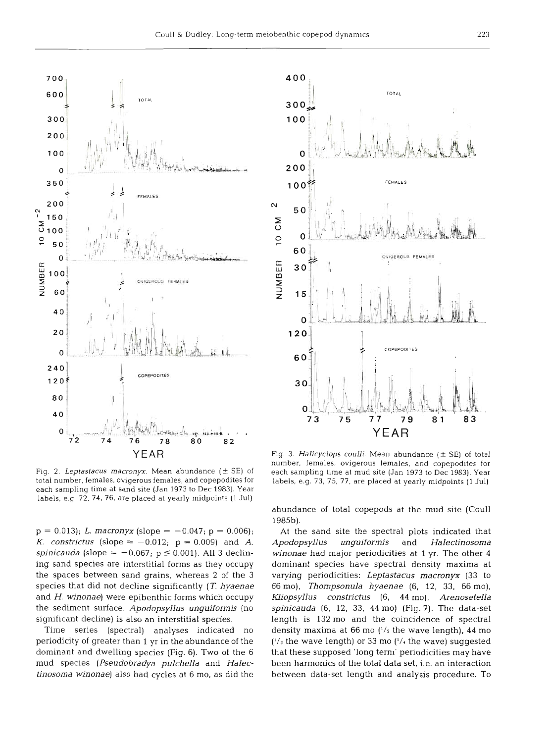Fig. 2. *Leptastacus macronyx*. Mean abundance (± SE) of total number, females, ovigerous females, and copepodites for each sampling time at sand site (Jan 1973 to Dec 1983). Year labels, e.g. 72, 74, 76, are placed at yearly midpoints (1 Jul)

Fig. 3. *Halicyclops coulli*. Mean abundance (± SE) of total number, females, ovigerous females, and copepodites for each sampling time at mud site (Jan 1973 to Dec 1983). Year labels, e.g. 73, 75, 77, are placed at yearly midpoints (1 Jul)

$p = 0.013$); *L. macronyx* (slope $= -0.047$; $p = 0.006$); *K. constrictus* (slope $= -0.012$; $p = 0.009$) and *A. spinicauda* (slope $= -0.067$; $p \leq 0.001$). All 3 declining sand species are interstitial forms as they occupy the spaces between sand grains, whereas 2 of the 3 species that did not decline significantly (*T. hyaenae* and *H. winonae*) were epibenthic forms which occupy the sediment surface. *Apodopsyllus unguiformis* (no significant decline) is also an interstitial species.

Time series (spectral) analyses indicated no periodicity of greater than 1 yr in the abundance of the dominant and dwelling species (Fig. 6). Two of the 6 mud species (*Pseudobradya pulchella* and *Halectinosoma winonae*) also had cycles at 6 mo, as did the abundance of total copepods at the mud site (Coull 1985b).

At the sand site the spectral plots indicated that *Apodopsyllus unguiformis* and *Halectinosoma winonae* had major periodicities at 1 yr. The other 4 dominant species have spectral density maxima at varying periodicities: *Leptastacus macronyx* (33 to 66 mo), *Thompsonula hyaenae* (6, 12, 33, 66 mo), *Kliopsyllus constrictus* (6, 44 mo), *Arenosetella spinicauda* (6, 12, 33, 44 mo) (Fig. 7). The data-set length is 132 mo and the coincidence of spectral density maxima at 66 mo (1/2 the wave length), 44 mo (1/3 the wave length) or 33 mo (1/4 the wave) suggested that these supposed 'long term' periodicities may have been harmonics of the total data set, i.e. an interaction between data-set length and analysis procedure. To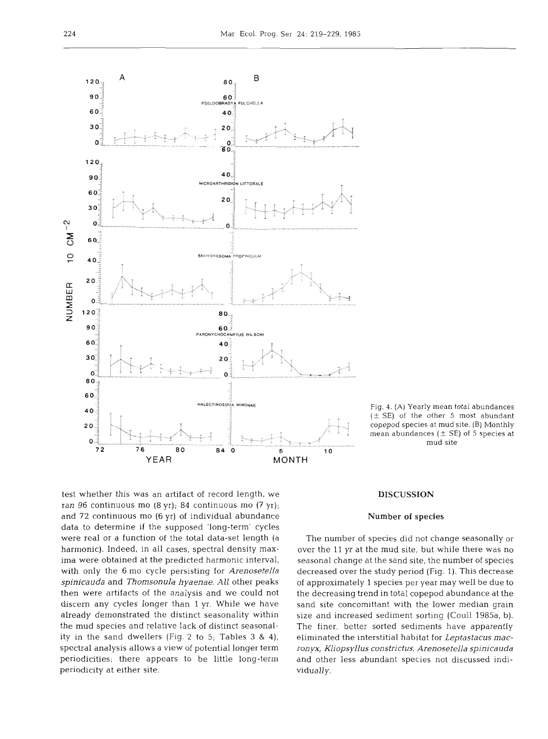Fig. 4. (A) Yearly mean *total* abundances (± SE) of the other 5 most abundant copepod species at mud site. (B) Monthly mean abundances (± SE) of 5 species at mud site

test whether this was an artifact of record length, we ran 96 continuous mo (8 yr); 84 continuous mo (7 yr); and 72 continuous mo (6 yr) of individual abundance data to determine if the supposed 'long-term' cycles were real or a function of the total data-set length (a harmonic). Indeed, in all cases, spectral density maxima were obtained at the predicted harmonic interval, with only the 6 mo cycle persisting for *Arenosetella spinicauda* and *Thomsonula hyaenae*. All other peaks then were artifacts of the analysis and we could not discern any cycles longer than 1 yr. While we have already demonstrated the distinct seasonality within the mud species and relative lack of distinct seasonality in the sand dwellers (Fig. 2 to 5; Tables 3 & 4), spectral analysis allows a view of potential longer term periodicities; there appears to be little long-term periodicity at either site.

## DISCUSSION

### Number of species

The number of species did not change seasonally or over the 11 yr at the mud site, but while there was no seasonal change at the sand site, the number of species decreased over the study period (Fig. 1). This decrease of approximately 1 species per year may well be due to the decreasing trend in total copepod abundance at the sand site concomittant with the lower median grain size and increased sediment sorting (Coull 1985a, b). The finer, better sorted sediments have apparently eliminated the interstitial habitat for *Leptastacus macronyx*, *Kliopsyllus constrictus*, *Arenosetella spinicauda* and other less abundant species not discussed individually.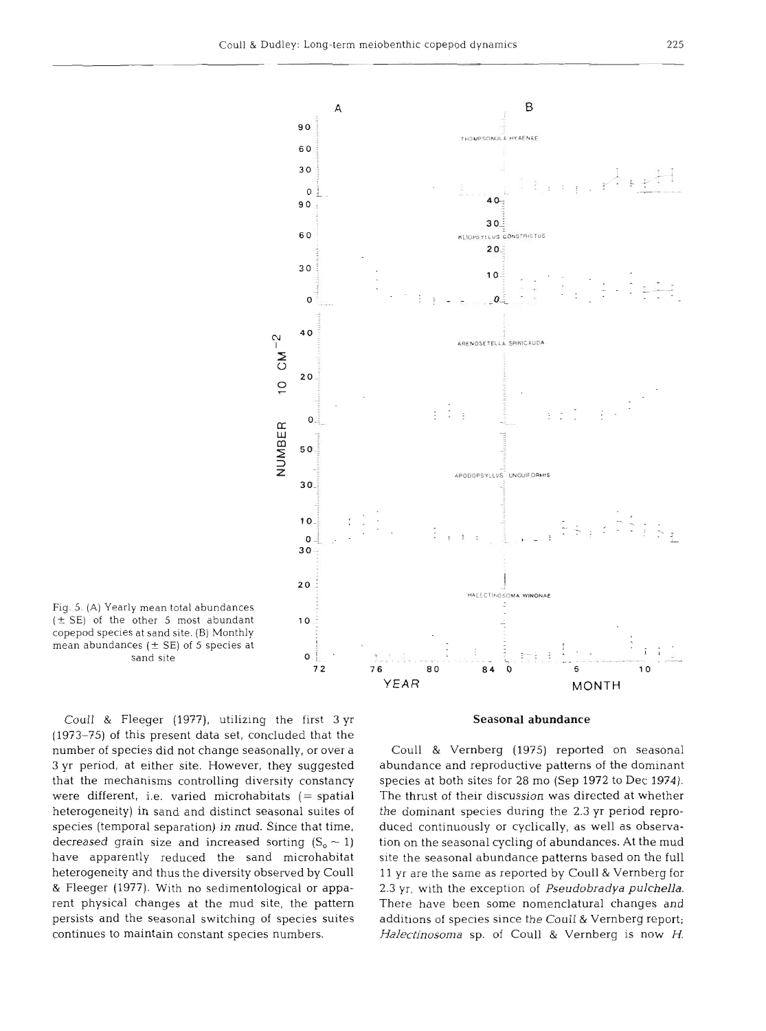Fig. 5. (A) Yearly mean total abundances (± SE) of the other 5 most abundant copepod species at sand site. (B) Monthly mean abundances (± SE) of 5 species at sand site

Coull & Fleeger (1977), utilizing the first 3 yr (1973–75) of this present data set, concluded that the number of species did not change seasonally, or over a 3 yr period, at either site. However, they suggested that the mechanisms controlling diversity constancy were different, i.e. varied microhabitats (= spatial heterogeneity) in sand and distinct seasonal suites of species (temporal separation) in mud. Since that time, decreased grain size and increased sorting ($S_o \sim 1$) have apparently reduced the sand microhabitat heterogeneity and thus the diversity observed by Coull & Fleeger (1977). With no sedimentological or apparent physical changes at the mud site, the pattern persists and the seasonal switching of species suites continues to maintain constant species numbers.

### Seasonal abundance

Coull & Vernberg (1975) reported on seasonal abundance and reproductive patterns of the dominant species at both sites for 28 mo (Sep 1972 to Dec 1974). The thrust of their discussion was directed at whether the dominant species during the 2.3 yr period produced continuously or cyclically, as well as observation on the seasonal cycling of abundances. At the mud site the seasonal abundance patterns based on the full 11 yr are the same as reported by Coull & Vernberg for 2.3 yr, with the exception of *Pseudobradya pulchella*. There have been some nomenclatural changes and additions of species since the Coull & Vernberg report; *Halectinosoma* sp. of Coull & Vernberg is now *H.*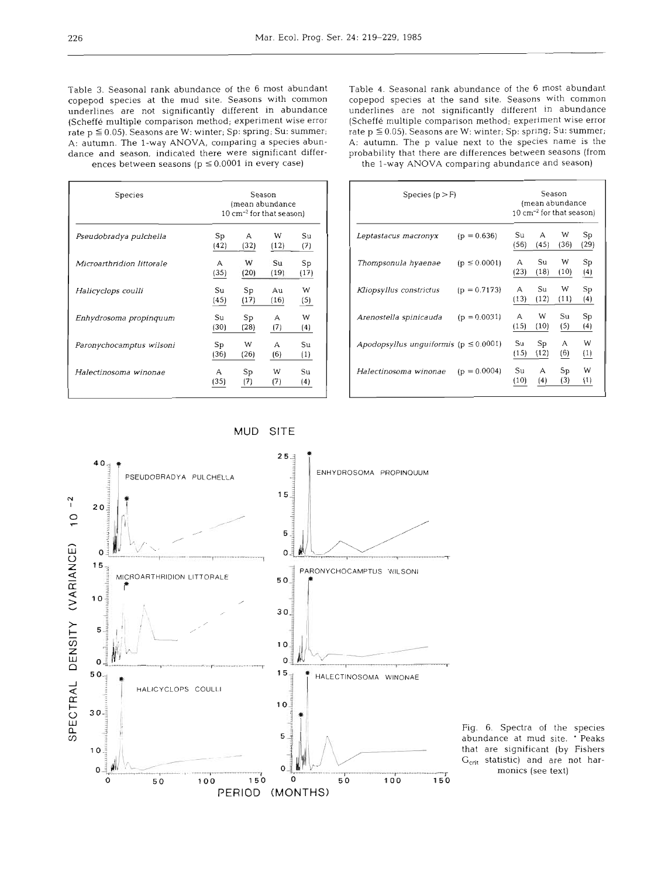Table 3. Seasonal rank abundance of the 6 most abundant copepod species at the mud site. Seasons with common underlines are not significantly different in abundance (Scheffé multiple comparison method; experiment wise error rate $p \leq 0.05$). Seasons are W: winter; Sp: spring; Su: summer; A: autumn. The 1-way ANOVA, comparing a species abundance and season, indicated there were significant differences between seasons ($p \leq 0.0001$ in every case)

| Species | Season (mean abundance 10 cm$^{-2}$ for that season) | | | |
|---|---|---|---|---|
| *Pseudobradya pulchella* | Sp (42) | A (32) | W (12) | Su (7) |
| *Microarthridion littorale* | A (35) | W (20) | Su (19) | Sp (17) |
| *Halicyclops coulli* | Su (45) | Sp (17) | Au (16) | W (5) |
| *Enhydrosoma propinquum* | Su (30) | Sp (28) | A (7) | W (4) |
| *Paronychocamptus wilsoni* | Sp (36) | W (26) | A (6) | Su (1) |
| *Halectinosoma winonae* | A (35) | Sp (7) | W (7) | Su (4) |

Table 4. Seasonal rank abundance of the 6 most abundant copepod species at the sand site. Seasons with common underlines are not significantly different in abundance (Scheffé multiple comparison method; experiment wise error rate $p \leq 0.05$). Seasons are W: winter; Sp: spring; Su: summer; A: autumn. The p value next to the species name is the probability that there are differences between seasons (from the 1-way ANOVA comparing abundance and season)

| Species ($p > F$) | | Season (mean abundance 10 cm$^{-2}$ for that season) | | | |
|---|---|---|---|---|---|
| *Leptastacus macronyx* | ($p = 0.636$) | Su (56) | A (45) | W (36) | Sp (29) |
| *Thompsonula hyaenae* | ($p \leq 0.0001$) | A (23) | Su (18) | W (10) | Sp (4) |
| *Kliopsyllus constrictus* | ($p = 0.7173$) | A (13) | Su (12) | W (11) | Sp (4) |
| *Arenostella spinicauda* | ($p = 0.0031$) | A (15) | W (10) | Su (5) | Sp (4) |
| *Apodopsyllus unguiformis* | ($p \leq 0.0001$) | Su (15) | Sp (12) | A (6) | W (1) |
| *Halectinosoma winonae* | ($p = 0.0004$) | Su (10) | A (4) | Sp (3) | W (1) |

Fig. 6. Spectra of the species abundance at mud site. * Peaks that are significant (by Fishers $G_{crit}$ statistic) and are not harmonics (see text)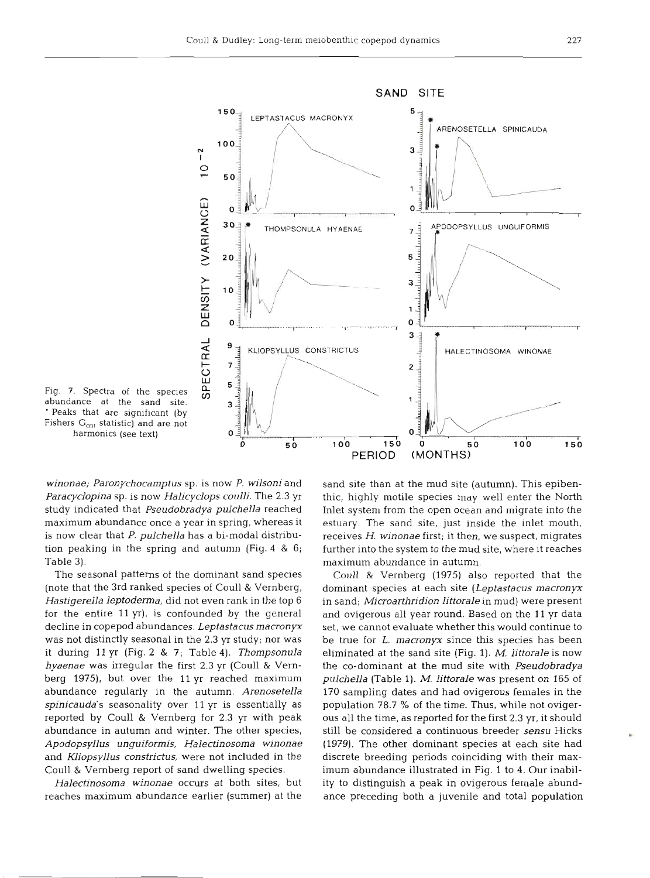Fig. 7. Spectra of the species abundance at the sand site. * Peaks that are significant (by Fishers $G_{crit}$ statistic) and are not harmonics (see text)

*winonae*; *Paronychocamptus* sp. is now *P. wilsoni* and *Paracyclopina* sp. is now *Halicyclops coulli*. The 2.3 yr study indicated that *Pseudobradya pulchella* reached maximum abundance once a year in spring, whereas it is now clear that *P. pulchella* has a bi-modal distribution peaking in the spring and autumn (Fig. 4 & 6; Table 3).

The seasonal patterns of the dominant sand species (note that the 3rd ranked species of Coull & Vernberg, *Hastigerella leptoderma*, did not even rank in the top 6 for the entire 11 yr), is confounded by the general decline in copepod abundances. *Leptastacus macronyx* was not distinctly seasonal in the 2.3 yr study; nor was it during 11 yr (Fig. 2 & 7; Table 4). *Thompsonula hyaenae* was irregular the first 2.3 yr (Coull & Vernberg 1975), but over the 11 yr reached maximum abundance regularly in the autumn. *Arenosetella spinicauda*'s seasonality over 11 yr is essentially as reported by Coull & Vernberg for 2.3 yr with peak abundance in autumn and winter. The other species, *Apodopsyllus unguiformis*, *Halectinosoma winonae* and *Kliopsyllus constrictus*, were not included in the Coull & Vernberg report of sand dwelling species.

*Halectinosoma winonae* occurs at both sites, but reaches maximum abundance earlier (summer) at the sand site than at the mud site (autumn). This epibenthic, highly motile species may well enter the North Inlet system from the open ocean and migrate into the estuary. The sand site, just inside the inlet mouth, receives *H. winonae* first; it then, we suspect, migrates further into the system to the mud site, where it reaches maximum abundance in autumn.

Coull & Vernberg (1975) also reported that the dominant species at each site (*Leptastacus macronyx* in sand; *Microarthridion littorale* in mud) were present and ovigerous all year round. Based on the 11 yr data set, we cannot evaluate whether this would continue to be true for *L. macronyx* since this species has been eliminated at the sand site (Fig. 1). *M. littorale* is now the co-dominant at the mud site with *Pseudobradya pulchella* (Table 1). *M. littorale* was present on 165 of 170 sampling dates and had ovigerous females in the population 78.7 % of the time. Thus, while not ovigerous all the time, as reported for the first 2.3 yr, it should still be considered a continuous breeder *sensu* Hicks (1979). The other dominant species at each site had discrete breeding periods coinciding with their maximum abundance illustrated in Fig. 1 to 4. Our inability to distinguish a peak in ovigerous female abundance preceding both a juvenile and total population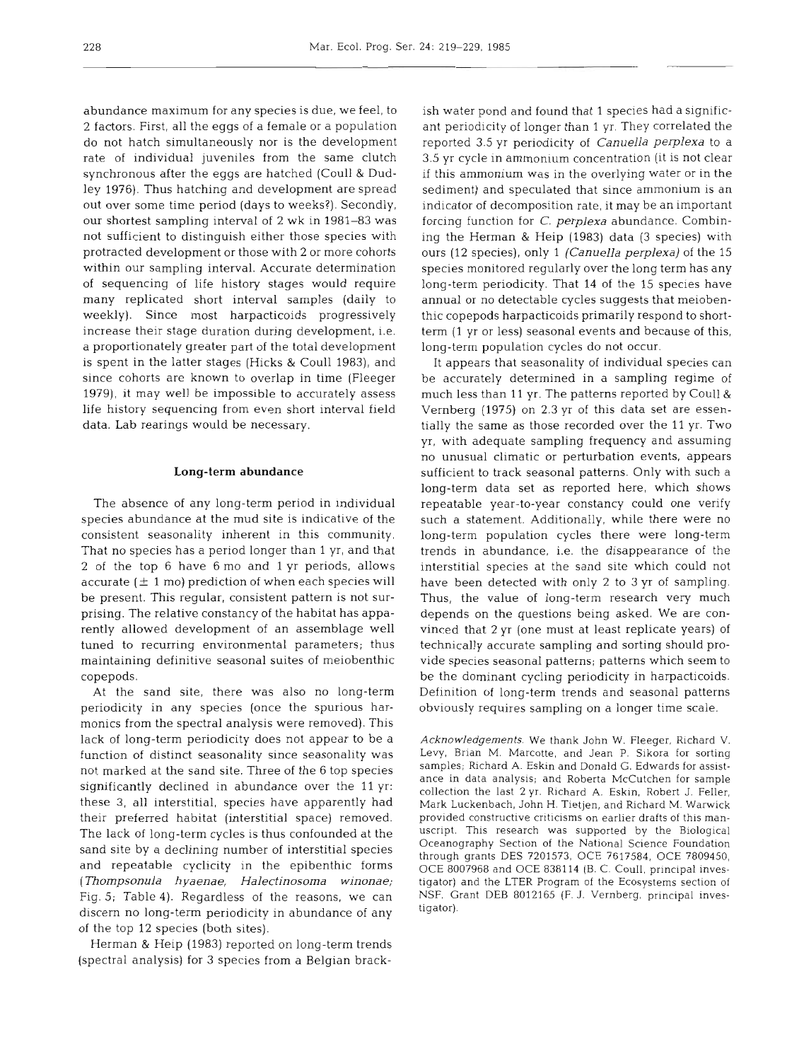abundance maximum for any species is due, we feel, to 2 factors. First, all the eggs of a female or a population do not hatch simultaneously nor is the development rate of individual juveniles from the same clutch synchronous after the eggs are hatched (Coull & Dudley 1976). Thus hatching and development are spread out over some time period (days to weeks?). Secondly, our shortest sampling interval of 2 wk in 1981–83 was not sufficient to distinguish either those species with protracted development or those with 2 or more cohorts within our sampling interval. Accurate determination of sequencing of life history stages would require many replicated short interval samples (daily to weekly). Since most harpacticoids progressively increase their stage duration during development, i.e. a proportionately greater part of the total development is spent in the latter stages (Hicks & Coull 1983), and since cohorts are known to overlap in time (Fleeger 1979), it may well be impossible to accurately assess life history sequencing from even short interval field data. Lab rearings would be necessary.

## Long-term abundance

The absence of any long-term period in individual species abundance at the mud site is indicative of the consistent seasonality inherent in this community. That no species has a period longer than 1 yr, and that 2 of the top 6 have 6 mo and 1 yr periods, allows accurate (± 1 mo) prediction of when each species will be present. This regular, consistent pattern is not surprising. The relative constancy of the habitat has apparently allowed development of an assemblage well tuned to recurring environmental parameters; thus maintaining definitive seasonal suites of meiobenthic copepods.

At the sand site, there was also no long-term periodicity in any species (once the spurious harmonics from the spectral analysis were removed). This lack of long-term periodicity does not appear to be a function of distinct seasonality since seasonality was not marked at the sand site. Three of the 6 top species significantly declined in abundance over the 11 yr: these 3, all interstitial, species have apparently had their preferred habitat (interstitial space) removed. The lack of long-term cycles is thus confounded at the sand site by a declining number of interstitial species and repeatable cyclicity in the epibenthic forms (*Thompsonula hyaenae*, *Halectinosoma winonae*; Fig. 5; Table 4). Regardless of the reasons, we can discern no long-term periodicity in abundance of any of the top 12 species (both sites).

Herman & Heip (1983) reported on long-term trends (spectral analysis) for 3 species from a Belgian brackish water pond and found that 1 species had a significant periodicity of longer than 1 yr. They correlated the reported 3.5 yr periodicity of *Canuella perplexa* to a 3.5 yr cycle in ammonium concentration (it is not clear if this ammonium was in the overlying water or in the sediment) and speculated that since ammonium is an indicator of decomposition rate, it may be an important forcing function for *C. perplexa* abundance. Combining the Herman & Heip (1983) data (3 species) with ours (12 species), only 1 (*Canuella perplexa*) of the 15 species monitored regularly over the long term has any long-term periodicity. That 14 of the 15 species have annual or no detectable cycles suggests that meiobenthic copepods harpacticoids primarily respond to short-term (1 yr or less) seasonal events and because of this, long-term population cycles do not occur.

It appears that seasonality of individual species can be accurately determined in a sampling regime of much less than 11 yr. The patterns reported by Coull & Vernberg (1975) on 2.3 yr of this data set are essentially the same as those recorded over the 11 yr. Two yr, with adequate sampling frequency and assuming no unusual climatic or perturbation events, appears sufficient to track seasonal patterns. Only with such a long-term data set as reported here, which shows repeatable year-to-year constancy could one verify such a statement. Additionally, while there were no long-term population cycles there were long-term trends in abundance, i.e. the disappearance of the interstitial species at the sand site which could not have been detected with only 2 to 3 yr of sampling. Thus, the value of long-term research very much depends on the questions being asked. We are convinced that 2 yr (one must at least replicate years) of technically accurate sampling and sorting should provide species seasonal patterns; patterns which seem to be the dominant cycling periodicity in harpacticoids. Definition of long-term trends and seasonal patterns obviously requires sampling on a longer time scale.

*Acknowledgements.* We thank John W. Fleeger, Richard V. Levy, Brian M. Marcotte, and Jean P. Sikora for sorting samples; Richard A. Eskin and Donald G. Edwards for assistance in data analysis; and Roberta McCutchen for sample collection the last 2 yr. Richard A. Eskin, Robert J. Feller, Mark Luckenbach, John H. Tietjen, and Richard M. Warwick provided constructive criticisms on earlier drafts of this manuscript. This research was supported by the Biological Oceanography Section of the National Science Foundation through grants DES 7201573, OCE 7617584, OCE 7809450, OCE 8007968 and OCE 838114 (B. C. Coull, principal investigator) and the LTER Program of the Ecosystems section of NSF, Grant DEB 8012165 (F. J. Vernberg, principal investigator).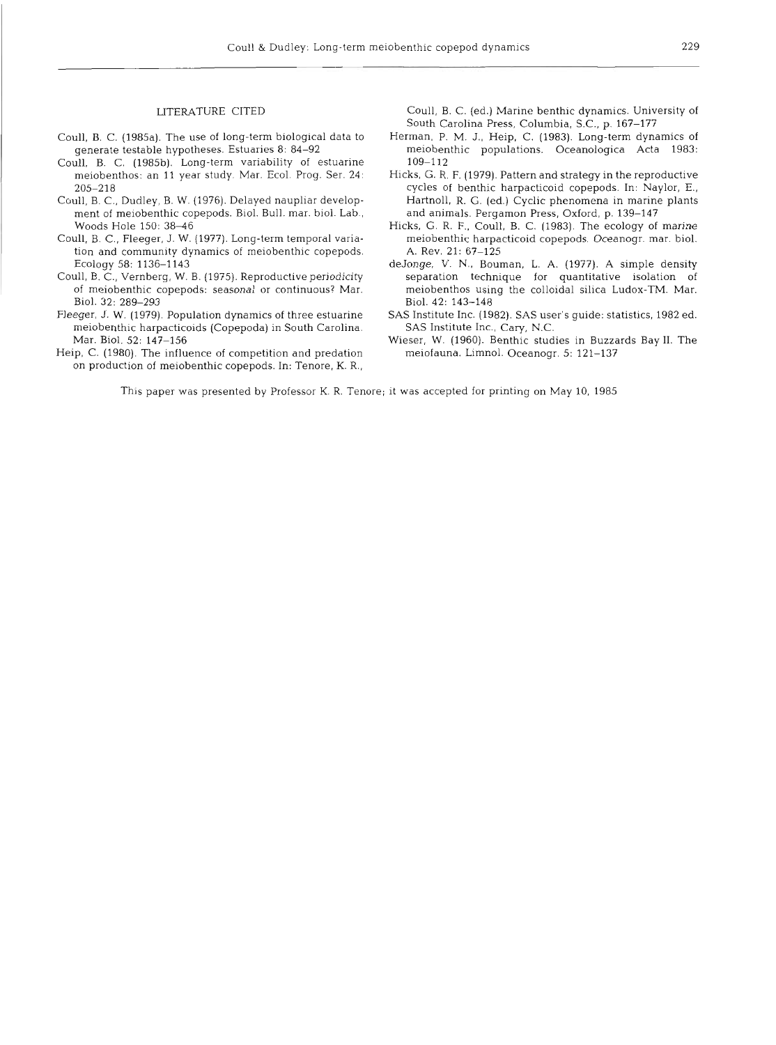## LITERATURE CITED

Coull, B. C. (1985a). The use of long-term biological data to generate testable hypotheses. Estuaries 8: 84–92

Coull, B. C. (1985b). Long-term variability of estuarine meiobenthos: an 11 year study. Mar. Ecol. Prog. Ser. 24: 205–218

Coull, B. C., Dudley, B. W. (1976). Delayed naupliar development of meiobenthic copepods. Biol. Bull. mar. biol. Lab., Woods Hole 150: 38–46

Coull, B. C., Fleeger, J. W. (1977). Long-term temporal variation and community dynamics of meiobenthic copepods. Ecology 58: 1136–1143

Coull, B. C., Vernberg, W. B. (1975). Reproductive periodicity of meiobenthic copepods: seasonal or continuous? Mar. Biol. 32: 289–293

Fleeger, J. W. (1979). Population dynamics of three estuarine meiobenthic harpacticoids (Copepoda) in South Carolina. Mar. Biol. 52: 147–156

Heip, C. (1980). The influence of competition and predation on production of meiobenthic copepods. In: Tenore, K. R., Coull, B. C. (ed.) Marine benthic dynamics. University of South Carolina Press, Columbia, S.C., p. 167–177

Herman, P. M. J., Heip, C. (1983). Long-term dynamics of meiobenthic populations. Oceanologica Acta 1983: 109–112

Hicks, G. R. F. (1979). Pattern and strategy in the reproductive cycles of benthic harpacticoid copepods. In: Naylor, E., Hartnoll, R. G. (ed.) Cyclic phenomena in marine plants and animals. Pergamon Press, Oxford, p. 139–147

Hicks, G. R. F., Coull, B. C. (1983). The ecology of marine meiobenthic harpacticoid copepods. Oceanogr. mar. biol. A. Rev. 21: 67–125

deJonge, V. N., Bouman, L. A. (1977). A simple density separation technique for quantitative isolation of meiobenthos using the colloidal silica Ludox-TM. Mar. Biol. 42: 143–148

SAS Institute Inc. (1982). SAS user's guide: statistics, 1982 ed. SAS Institute Inc., Cary, N.C.

Wieser, W. (1960). Benthic studies in Buzzards Bay II. The meiofauna. Limnol. Oceanogr. 5: 121–137

This paper was presented by Professor K. R. Tenore; it was accepted for printing on May 10, 1985